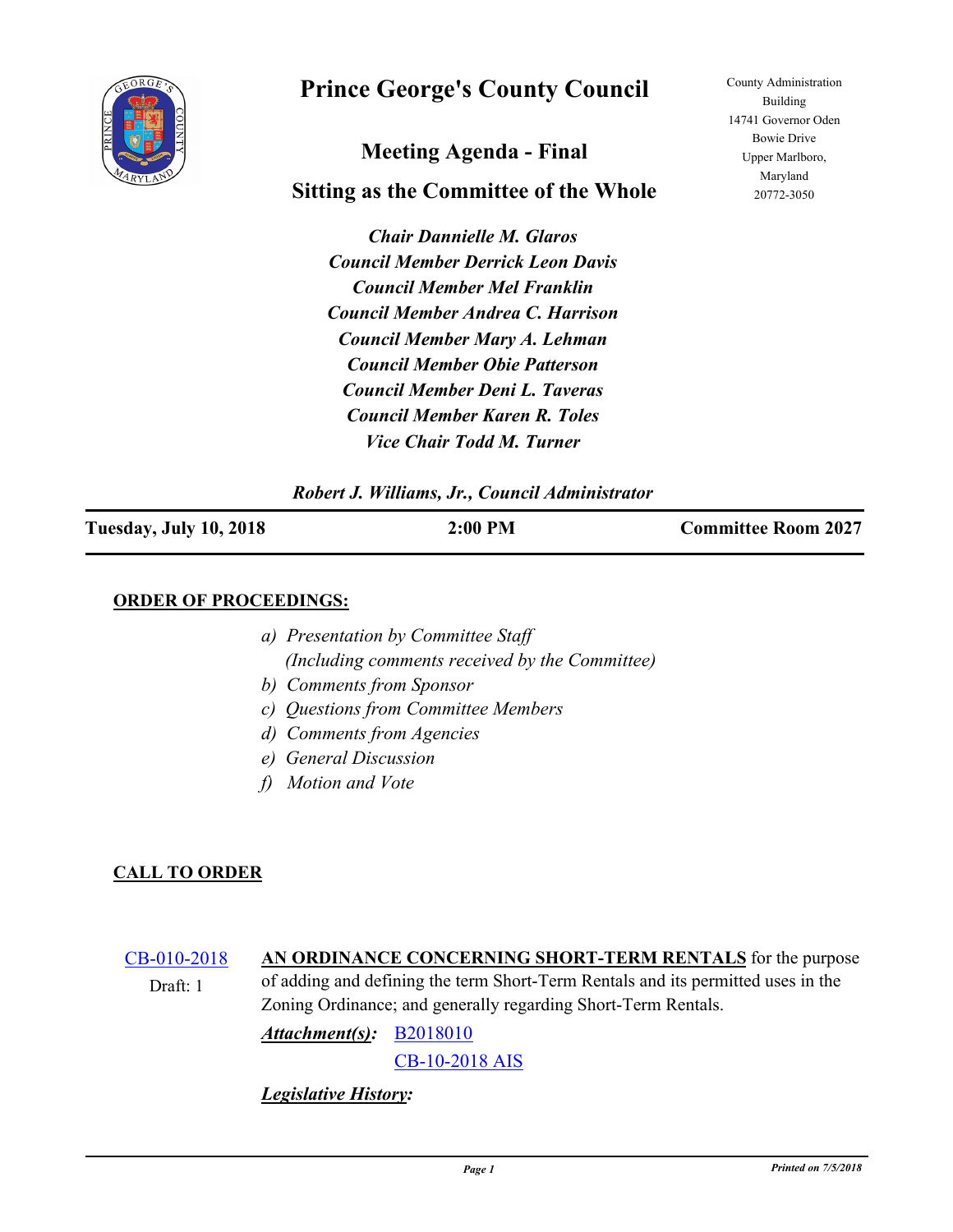# Prince George's County Council

County Administration Building
14741 Governor Oden Bowie Drive
Upper Marlboro, Maryland
20772-3050

## Meeting Agenda - Final

## Sitting as the Committee of the Whole

***Chair Dannielle M. Glaros***
***Council Member Derrick Leon Davis***
***Council Member Mel Franklin***
***Council Member Andrea C. Harrison***
***Council Member Mary A. Lehman***
***Council Member Obie Patterson***
***Council Member Deni L. Taveras***
***Council Member Karen R. Toles***
***Vice Chair Todd M. Turner***

***Robert J. Williams, Jr., Council Administrator***

| **Tuesday, July 10, 2018** | **2:00 PM** | **Committee Room 2027** |
|---|---|---|

**ORDER OF PROCEEDINGS:**

*a) Presentation by Committee Staff*
*(Including comments received by the Committee)*
*b) Comments from Sponsor*
*c) Questions from Committee Members*
*d) Comments from Agencies*
*e) General Discussion*
*f) Motion and Vote*

**CALL TO ORDER**

CB-010-2018
Draft: 1

**AN ORDINANCE CONCERNING SHORT-TERM RENTALS** for the purpose of adding and defining the term Short-Term Rentals and its permitted uses in the Zoning Ordinance; and generally regarding Short-Term Rentals.

***Attachment(s):*** B2018010
CB-10-2018 AIS

***Legislative History:***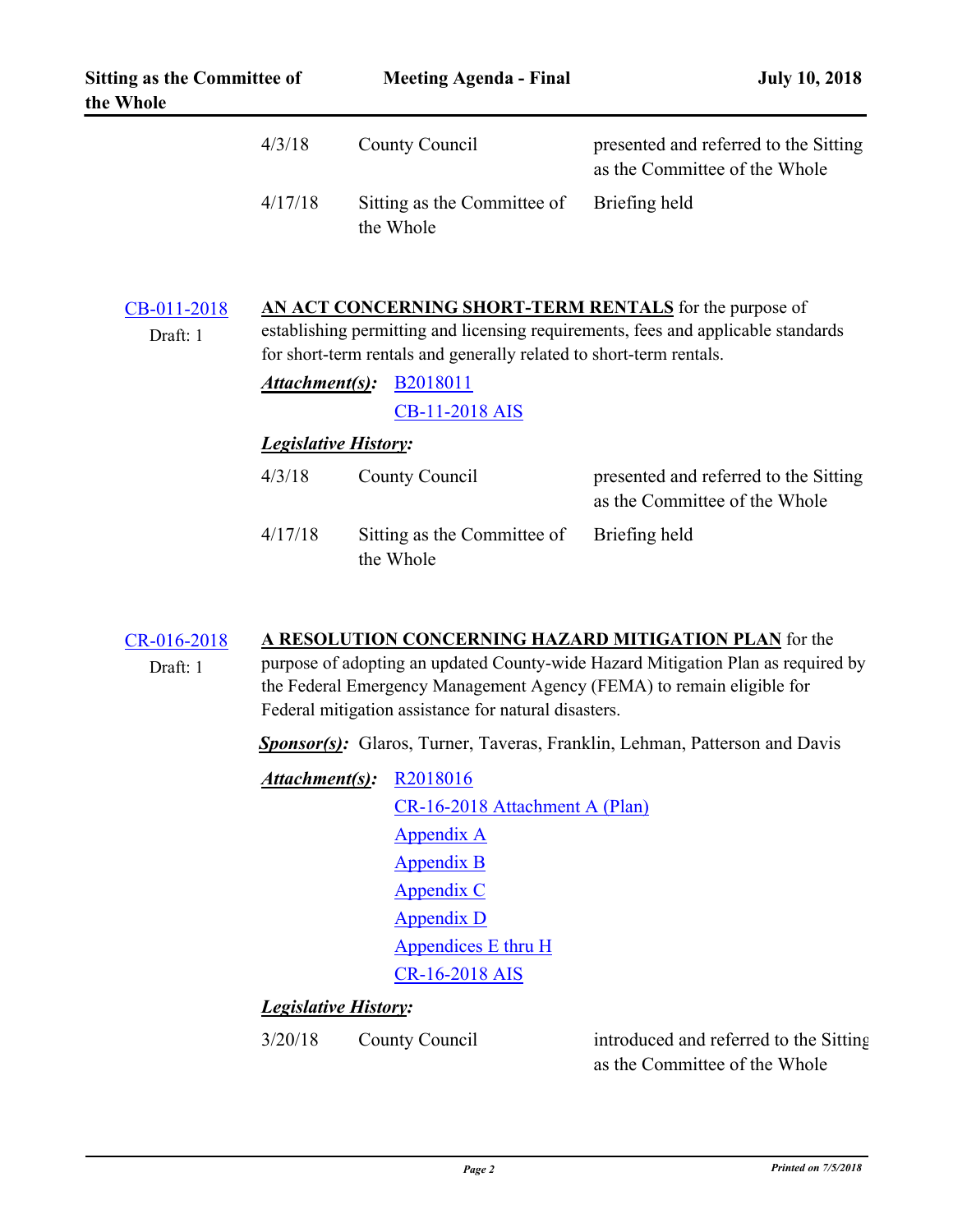| | | |
|---|---|---|
| 4/3/18 | County Council | presented and referred to the Sitting as the Committee of the Whole |
| 4/17/18 | Sitting as the Committee of the Whole | Briefing held |

**CB-011-2018**
Draft: 1

**AN ACT CONCERNING SHORT-TERM RENTALS** for the purpose of establishing permitting and licensing requirements, fees and applicable standards for short-term rentals and generally related to short-term rentals.

***Attachment(s):*** B2018011
CB-11-2018 AIS

***Legislative History:***

| | | |
|---|---|---|
| 4/3/18 | County Council | presented and referred to the Sitting as the Committee of the Whole |
| 4/17/18 | Sitting as the Committee of the Whole | Briefing held |

**CR-016-2018**
Draft: 1

**A RESOLUTION CONCERNING HAZARD MITIGATION PLAN** for the purpose of adopting an updated County-wide Hazard Mitigation Plan as required by the Federal Emergency Management Agency (FEMA) to remain eligible for Federal mitigation assistance for natural disasters.

***Sponsor(s):*** Glaros, Turner, Taveras, Franklin, Lehman, Patterson and Davis

***Attachment(s):*** R2018016
CR-16-2018 Attachment A (Plan)
Appendix A
Appendix B
Appendix C
Appendix D
Appendices E thru H
CR-16-2018 AIS

***Legislative History:***

| | | |
|---|---|---|
| 3/20/18 | County Council | introduced and referred to the Sitting as the Committee of the Whole |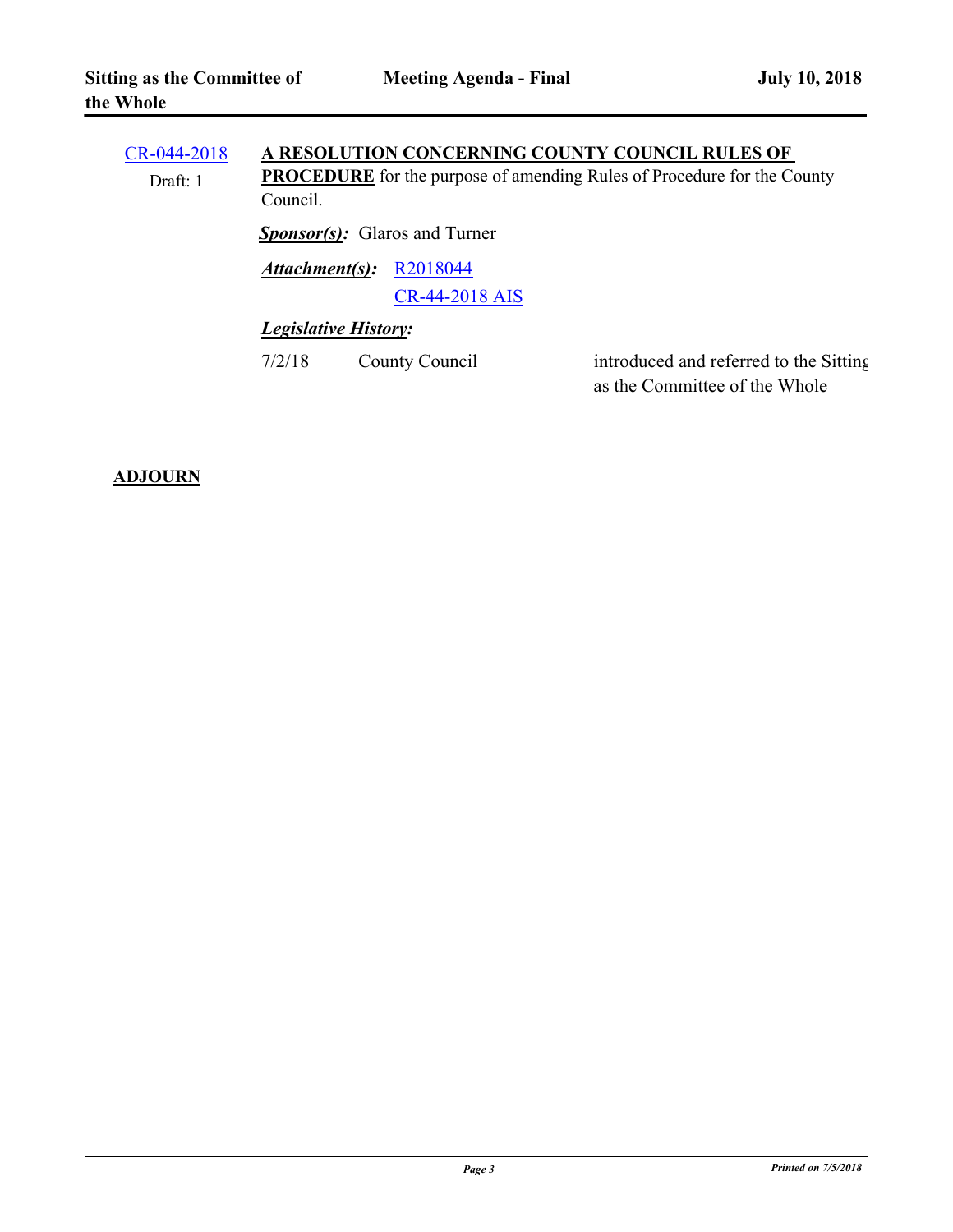CR-044-2018

Draft: 1

**A RESOLUTION CONCERNING COUNTY COUNCIL RULES OF PROCEDURE** for the purpose of amending Rules of Procedure for the County Council.

***Sponsor(s):*** Glaros and Turner

***Attachment(s):*** R2018044

CR-44-2018 AIS

***Legislative History:***

| | | |
|---|---|---|
| 7/2/18 | County Council | introduced and referred to the Sitting as the Committee of the Whole |

**ADJOURN**